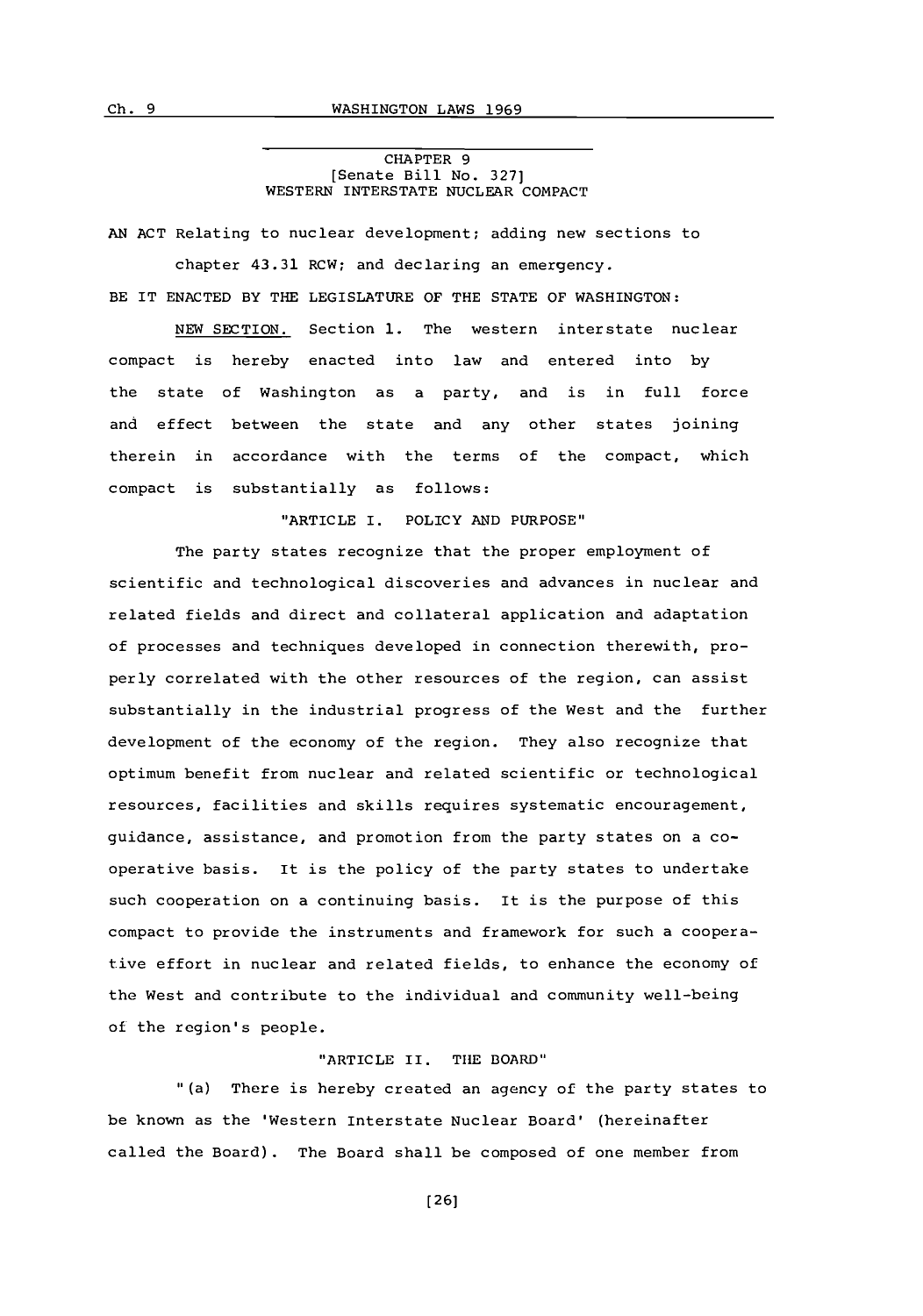## CHAPTER 9
[Senate Bill No. 327]
WESTERN INTERSTATE NUCLEAR COMPACT

AN ACT Relating to nuclear development; adding new sections to chapter 43.31 RCW; and declaring an emergency.

BE IT ENACTED BY THE LEGISLATURE OF THE STATE OF WASHINGTON:

NEW SECTION. Section 1. The western interstate nuclear compact is hereby enacted into law and entered into by the state of Washington as a party, and is in full force and effect between the state and any other states joining therein in accordance with the terms of the compact, which compact is substantially as follows:

"ARTICLE I. POLICY AND PURPOSE"

The party states recognize that the proper employment of scientific and technological discoveries and advances in nuclear and related fields and direct and collateral application and adaptation of processes and techniques developed in connection therewith, properly correlated with the other resources of the region, can assist substantially in the industrial progress of the West and the further development of the economy of the region. They also recognize that optimum benefit from nuclear and related scientific or technological resources, facilities and skills requires systematic encouragement, guidance, assistance, and promotion from the party states on a cooperative basis. It is the policy of the party states to undertake such cooperation on a continuing basis. It is the purpose of this compact to provide the instruments and framework for such a cooperative effort in nuclear and related fields, to enhance the economy of the West and contribute to the individual and community well-being of the region's people.

"ARTICLE II. THE BOARD"

"(a) There is hereby created an agency of the party states to be known as the 'Western Interstate Nuclear Board' (hereinafter called the Board). The Board shall be composed of one member from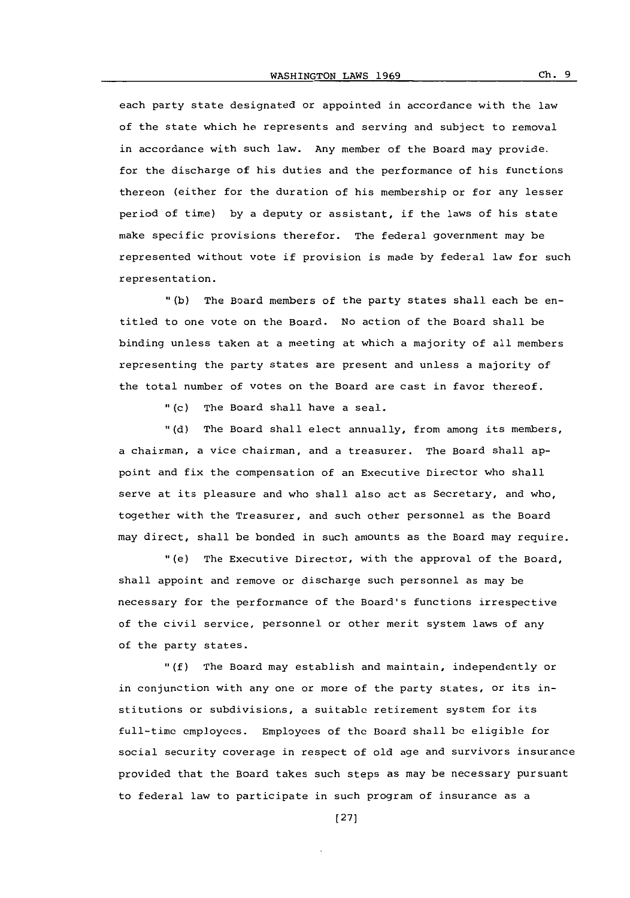each party state designated or appointed in accordance with the law of the state which he represents and serving and subject to removal in accordance with such law. Any member of the Board may provide for the discharge of his duties and the performance of his functions thereon (either for the duration of his membership or for any lesser period of time) by a deputy or assistant, if the laws of his state make specific provisions therefor. The federal government may be represented without vote if provision is made by federal law for such representation.

"(b) The Board members of the party states shall each be entitled to one vote on the Board. No action of the Board shall be binding unless taken at a meeting at which a majority of all members representing the party states are present and unless a majority of the total number of votes on the Board are cast in favor thereof.

"(c) The Board shall have a seal.

"(d) The Board shall elect annually, from among its members, a chairman, a vice chairman, and a treasurer. The Board shall appoint and fix the compensation of an Executive Director who shall serve at its pleasure and who shall also act as Secretary, and who, together with the Treasurer, and such other personnel as the Board may direct, shall be bonded in such amounts as the Board may require.

"(e) The Executive Director, with the approval of the Board, shall appoint and remove or discharge such personnel as may be necessary for the performance of the Board's functions irrespective of the civil service, personnel or other merit system laws of any of the party states.

"(f) The Board may establish and maintain, independently or in conjunction with any one or more of the party states, or its institutions or subdivisions, a suitable retirement system for its full-time employees. Employees of the Board shall be eligible for social security coverage in respect of old age and survivors insurance provided that the Board takes such steps as may be necessary pursuant to federal law to participate in such program of insurance as a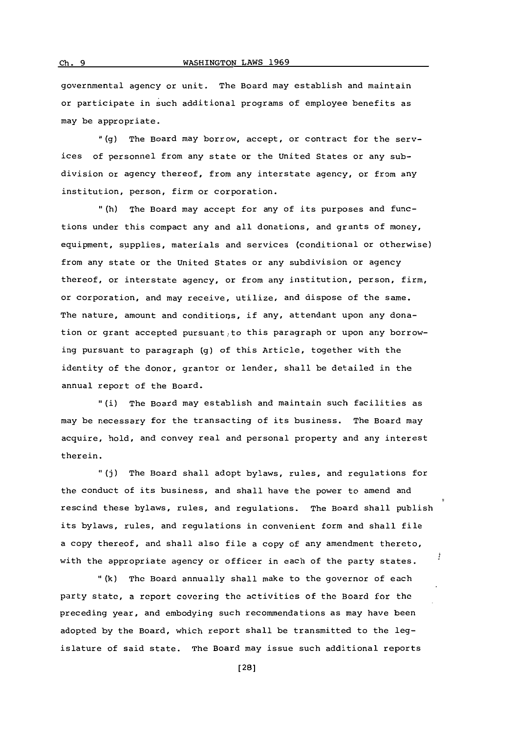governmental agency or unit. The Board may establish and maintain or participate in such additional programs of employee benefits as may be appropriate.

"(g) The Board may borrow, accept, or contract for the services of personnel from any state or the United States or any subdivision or agency thereof, from any interstate agency, or from any institution, person, firm or corporation.

"(h) The Board may accept for any of its purposes and functions under this compact any and all donations, and grants of money, equipment, supplies, materials and services (conditional or otherwise) from any state or the United States or any subdivision or agency thereof, or interstate agency, or from any institution, person, firm, or corporation, and may receive, utilize, and dispose of the same. The nature, amount and conditions, if any, attendant upon any donation or grant accepted pursuant to this paragraph or upon any borrowing pursuant to paragraph (g) of this Article, together with the identity of the donor, grantor or lender, shall be detailed in the annual report of the Board.

"(i) The Board may establish and maintain such facilities as may be necessary for the transacting of its business. The Board may acquire, hold, and convey real and personal property and any interest therein.

"(j) The Board shall adopt bylaws, rules, and regulations for the conduct of its business, and shall have the power to amend and rescind these bylaws, rules, and regulations. The Board shall publish its bylaws, rules, and regulations in convenient form and shall file a copy thereof, and shall also file a copy of any amendment thereto, with the appropriate agency or officer in each of the party states.

"(k) The Board annually shall make to the governor of each party state, a report covering the activities of the Board for the preceding year, and embodying such recommendations as may have been adopted by the Board, which report shall be transmitted to the legislature of said state. The Board may issue such additional reports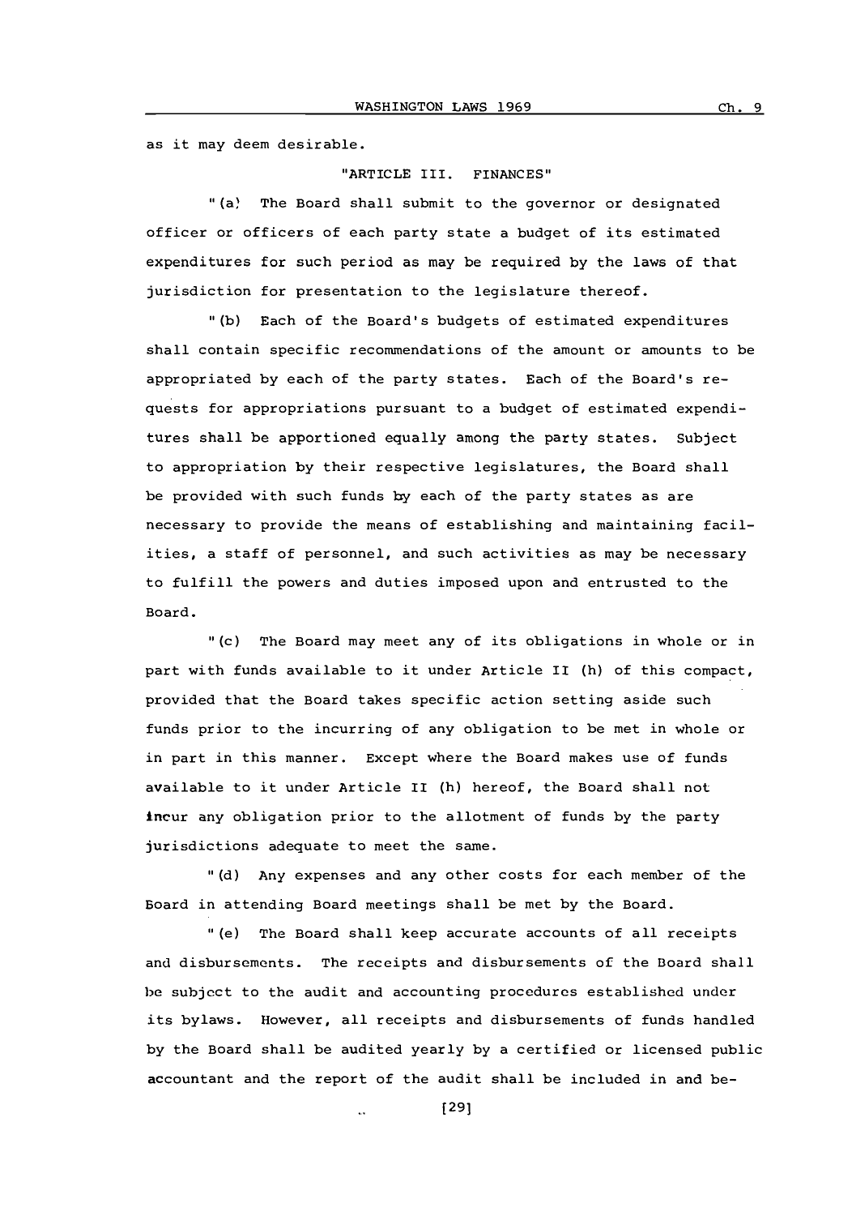as it may deem desirable.

"ARTICLE III. FINANCES"

"(a) The Board shall submit to the governor or designated officer or officers of each party state a budget of its estimated expenditures for such period as may be required by the laws of that jurisdiction for presentation to the legislature thereof.

"(b) Each of the Board's budgets of estimated expenditures shall contain specific recommendations of the amount or amounts to be appropriated by each of the party states. Each of the Board's requests for appropriations pursuant to a budget of estimated expenditures shall be apportioned equally among the party states. Subject to appropriation by their respective legislatures, the Board shall be provided with such funds by each of the party states as are necessary to provide the means of establishing and maintaining facilities, a staff of personnel, and such activities as may be necessary to fulfill the powers and duties imposed upon and entrusted to the Board.

"(c) The Board may meet any of its obligations in whole or in part with funds available to it under Article II (h) of this compact, provided that the Board takes specific action setting aside such funds prior to the incurring of any obligation to be met in whole or in part in this manner. Except where the Board makes use of funds available to it under Article II (h) hereof, the Board shall not incur any obligation prior to the allotment of funds by the party jurisdictions adequate to meet the same.

"(d) Any expenses and any other costs for each member of the Board in attending Board meetings shall be met by the Board.

"(e) The Board shall keep accurate accounts of all receipts and disbursements. The receipts and disbursements of the Board shall be subject to the audit and accounting procedures established under its bylaws. However, all receipts and disbursements of funds handled by the Board shall be audited yearly by a certified or licensed public accountant and the report of the audit shall be included in and be-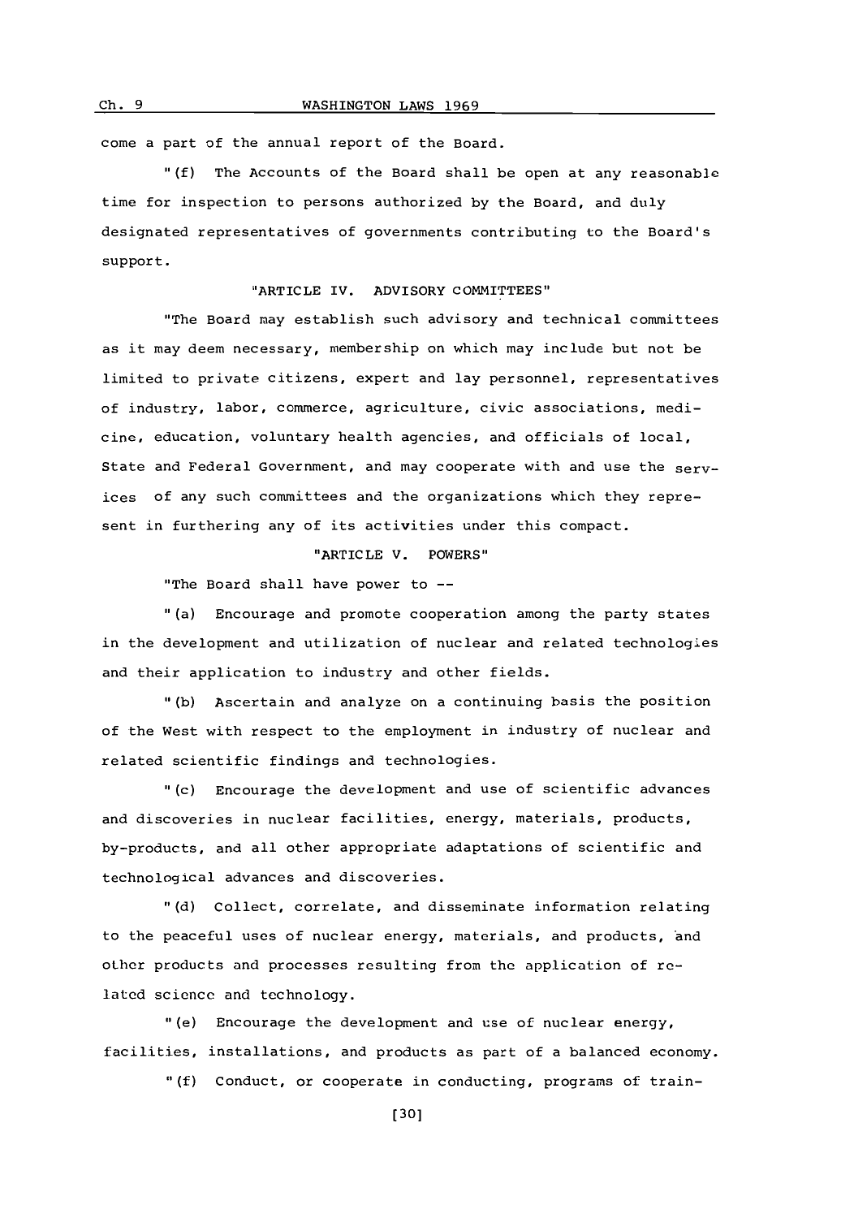come a part of the annual report of the Board.

"(f) The Accounts of the Board shall be open at any reasonable time for inspection to persons authorized by the Board, and duly designated representatives of governments contributing to the Board's support.

"ARTICLE IV. ADVISORY COMMITTEES"

"The Board may establish such advisory and technical committees as it may deem necessary, membership on which may include but not be limited to private citizens, expert and lay personnel, representatives of industry, labor, commerce, agriculture, civic associations, medicine, education, voluntary health agencies, and officials of local, State and Federal Government, and may cooperate with and use the services of any such committees and the organizations which they represent in furthering any of its activities under this compact.

"ARTICLE V. POWERS"

"The Board shall have power to --

"(a) Encourage and promote cooperation among the party states in the development and utilization of nuclear and related technologies and their application to industry and other fields.

"(b) Ascertain and analyze on a continuing basis the position of the West with respect to the employment in industry of nuclear and related scientific findings and technologies.

"(c) Encourage the development and use of scientific advances and discoveries in nuclear facilities, energy, materials, products, by-products, and all other appropriate adaptations of scientific and technological advances and discoveries.

"(d) Collect, correlate, and disseminate information relating to the peaceful uses of nuclear energy, materials, and products, and other products and processes resulting from the application of related science and technology.

"(e) Encourage the development and use of nuclear energy, facilities, installations, and products as part of a balanced economy.

"(f) Conduct, or cooperate in conducting, programs of train-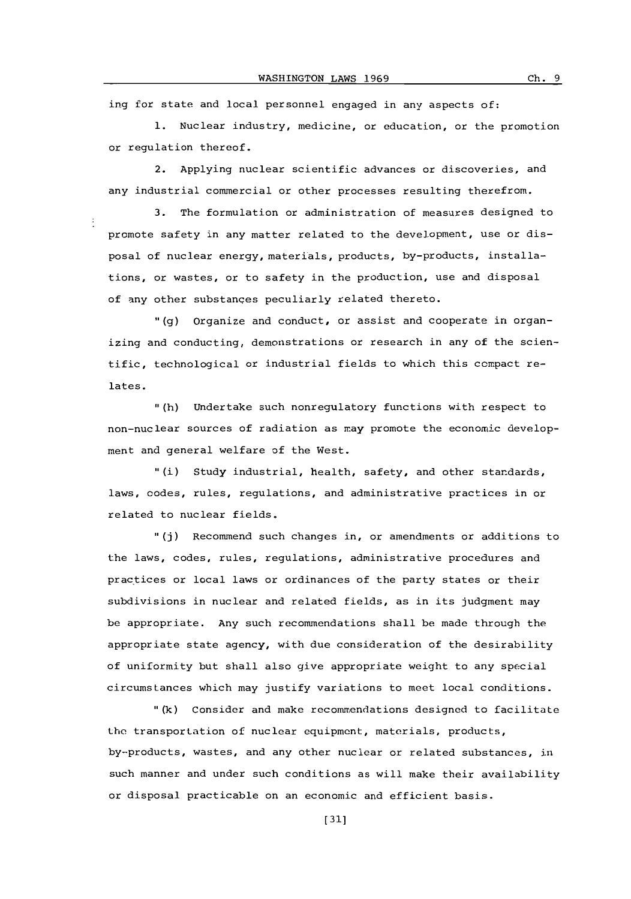ing for state and local personnel engaged in any aspects of:

1. Nuclear industry, medicine, or education, or the promotion or regulation thereof.

2. Applying nuclear scientific advances or discoveries, and any industrial commercial or other processes resulting therefrom.

3. The formulation or administration of measures designed to promote safety in any matter related to the development, use or disposal of nuclear energy, materials, products, by-products, installations, or wastes, or to safety in the production, use and disposal of any other substances peculiarly related thereto.

"(g) Organize and conduct, or assist and cooperate in organizing and conducting, demonstrations or research in any of the scientific, technological or industrial fields to which this compact relates.

"(h) Undertake such nonregulatory functions with respect to non-nuclear sources of radiation as may promote the economic development and general welfare of the West.

"(i) Study industrial, health, safety, and other standards, laws, codes, rules, regulations, and administrative practices in or related to nuclear fields.

"(j) Recommend such changes in, or amendments or additions to the laws, codes, rules, regulations, administrative procedures and practices or local laws or ordinances of the party states or their subdivisions in nuclear and related fields, as in its judgment may be appropriate. Any such recommendations shall be made through the appropriate state agency, with due consideration of the desirability of uniformity but shall also give appropriate weight to any special circumstances which may justify variations to meet local conditions.

"(k) Consider and make recommendations designed to facilitate the transportation of nuclear equipment, materials, products, by-products, wastes, and any other nuclear or related substances, in such manner and under such conditions as will make their availability or disposal practicable on an economic and efficient basis.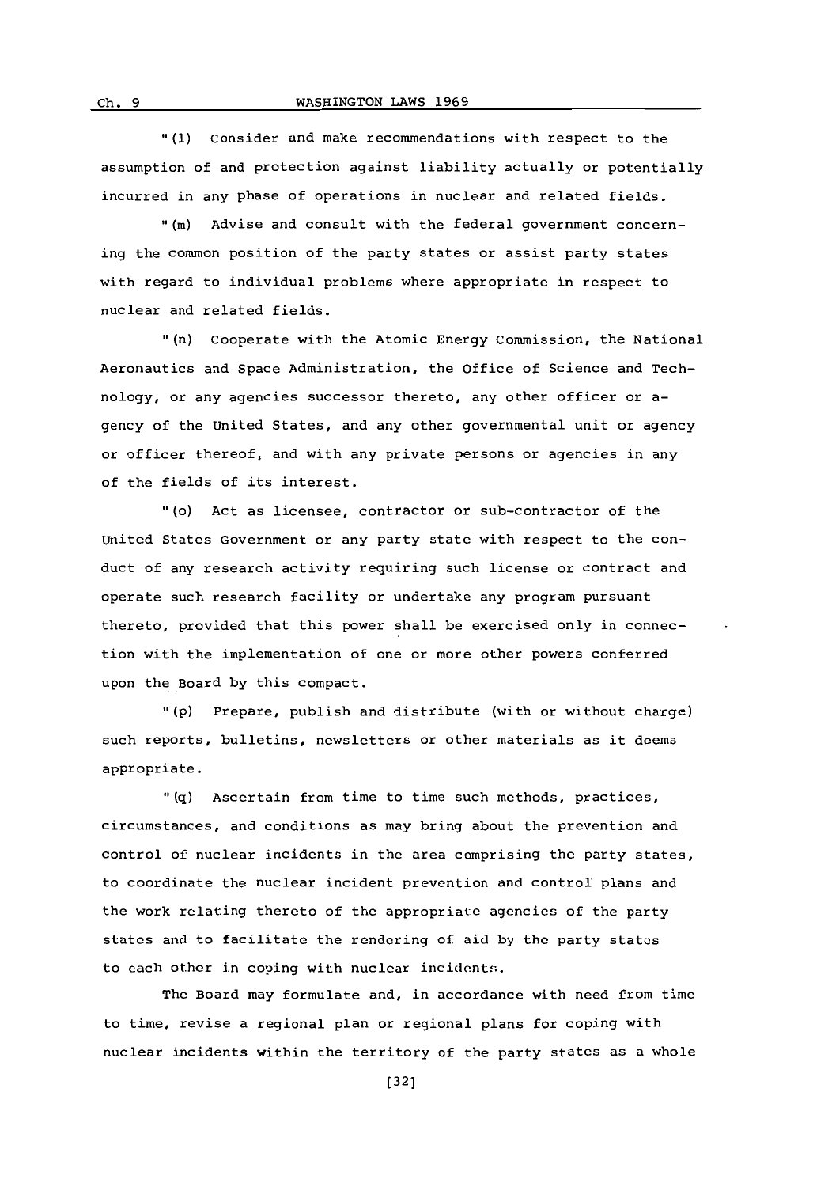"(l) Consider and make recommendations with respect to the assumption of and protection against liability actually or potentially incurred in any phase of operations in nuclear and related fields.

"(m) Advise and consult with the federal government concerning the common position of the party states or assist party states with regard to individual problems where appropriate in respect to nuclear and related fields.

"(n) Cooperate with the Atomic Energy Commission, the National Aeronautics and Space Administration, the Office of Science and Technology, or any agencies successor thereto, any other officer or agency of the United States, and any other governmental unit or agency or officer thereof, and with any private persons or agencies in any of the fields of its interest.

"(o) Act as licensee, contractor or sub-contractor of the United States Government or any party state with respect to the conduct of any research activity requiring such license or contract and operate such research facility or undertake any program pursuant thereto, provided that this power shall be exercised only in connection with the implementation of one or more other powers conferred upon the Board by this compact.

"(p) Prepare, publish and distribute (with or without charge) such reports, bulletins, newsletters or other materials as it deems appropriate.

"(q) Ascertain from time to time such methods, practices, circumstances, and conditions as may bring about the prevention and control of nuclear incidents in the area comprising the party states, to coordinate the nuclear incident prevention and control plans and the work relating thereto of the appropriate agencies of the party states and to facilitate the rendering of aid by the party states to each other in coping with nuclear incidents.

The Board may formulate and, in accordance with need from time to time, revise a regional plan or regional plans for coping with nuclear incidents within the territory of the party states as a whole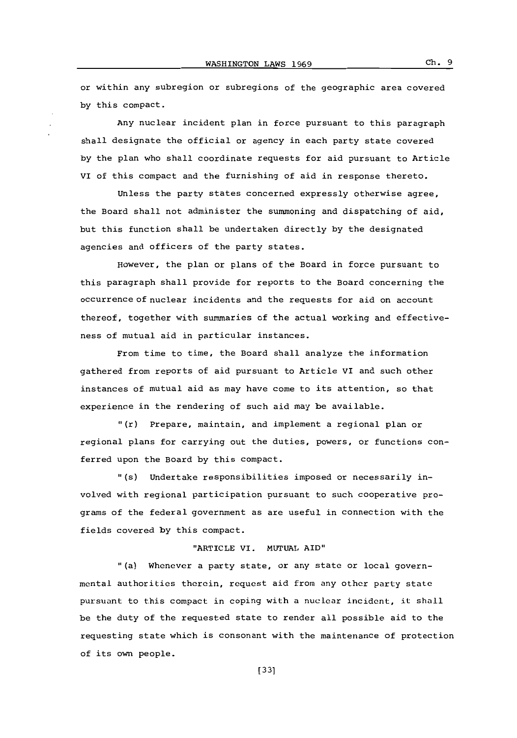or within any subregion or subregions of the geographic area covered by this compact.

Any nuclear incident plan in force pursuant to this paragraph shall designate the official or agency in each party state covered by the plan who shall coordinate requests for aid pursuant to Article VI of this compact and the furnishing of aid in response thereto.

Unless the party states concerned expressly otherwise agree, the Board shall not administer the summoning and dispatching of aid, but this function shall be undertaken directly by the designated agencies and officers of the party states.

However, the plan or plans of the Board in force pursuant to this paragraph shall provide for reports to the Board concerning the occurrence of nuclear incidents and the requests for aid on account thereof, together with summaries of the actual working and effectiveness of mutual aid in particular instances.

From time to time, the Board shall analyze the information gathered from reports of aid pursuant to Article VI and such other instances of mutual aid as may have come to its attention, so that experience in the rendering of such aid may be available.

"(r) Prepare, maintain, and implement a regional plan or regional plans for carrying out the duties, powers, or functions conferred upon the Board by this compact.

"(s) Undertake responsibilities imposed or necessarily involved with regional participation pursuant to such cooperative programs of the federal government as are useful in connection with the fields covered by this compact.

"ARTICLE VI. MUTUAL AID"

"(a) Whenever a party state, or any state or local governmental authorities therein, request aid from any other party state pursuant to this compact in coping with a nuclear incident, it shall be the duty of the requested state to render all possible aid to the requesting state which is consonant with the maintenance of protection of its own people.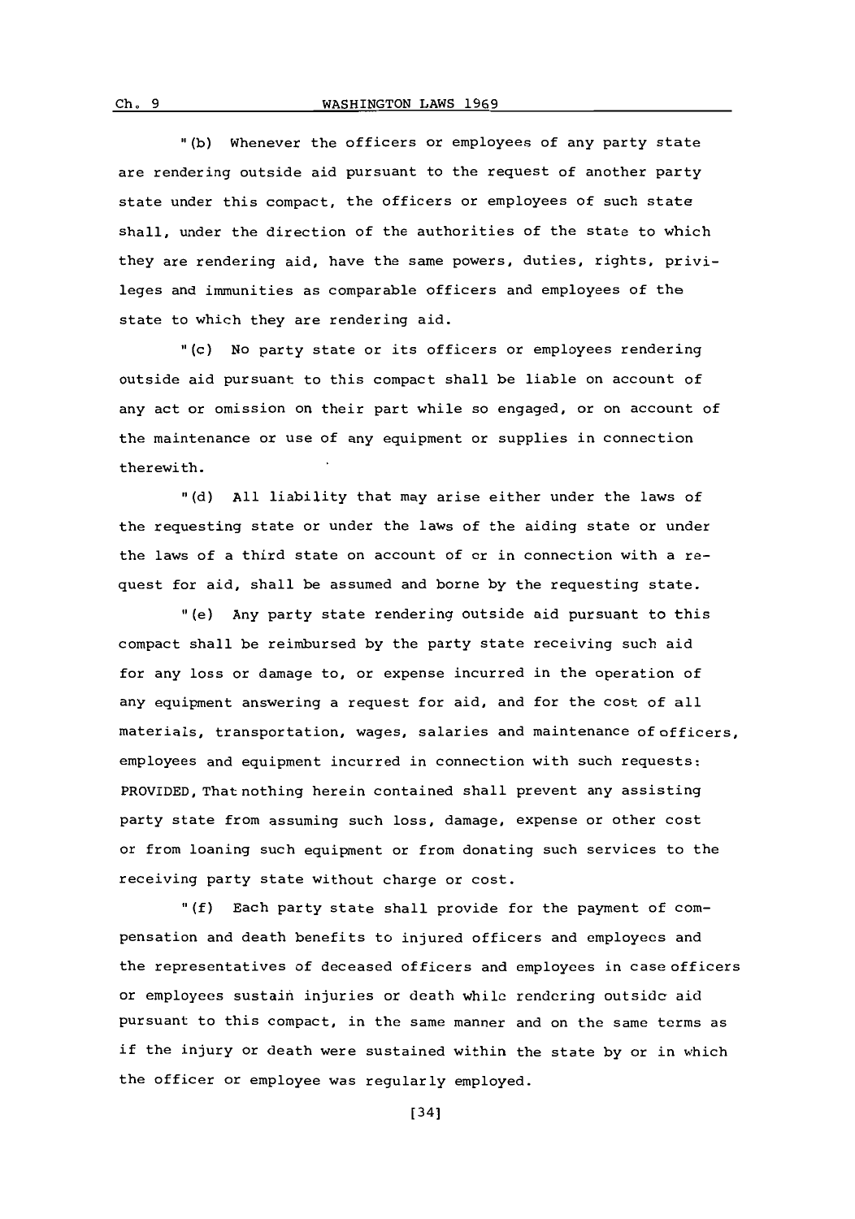"(b) Whenever the officers or employees of any party state are rendering outside aid pursuant to the request of another party state under this compact, the officers or employees of such state shall, under the direction of the authorities of the state to which they are rendering aid, have the same powers, duties, rights, privileges and immunities as comparable officers and employees of the state to which they are rendering aid.

"(c) No party state or its officers or employees rendering outside aid pursuant to this compact shall be liable on account of any act or omission on their part while so engaged, or on account of the maintenance or use of any equipment or supplies in connection therewith.

"(d) All liability that may arise either under the laws of the requesting state or under the laws of the aiding state or under the laws of a third state on account of or in connection with a request for aid, shall be assumed and borne by the requesting state.

"(e) Any party state rendering outside aid pursuant to this compact shall be reimbursed by the party state receiving such aid for any loss or damage to, or expense incurred in the operation of any equipment answering a request for aid, and for the cost of all materials, transportation, wages, salaries and maintenance of officers, employees and equipment incurred in connection with such requests: PROVIDED, That nothing herein contained shall prevent any assisting party state from assuming such loss, damage, expense or other cost or from loaning such equipment or from donating such services to the receiving party state without charge or cost.

"(f) Each party state shall provide for the payment of compensation and death benefits to injured officers and employees and the representatives of deceased officers and employees in case officers or employees sustain injuries or death while rendering outside aid pursuant to this compact, in the same manner and on the same terms as if the injury or death were sustained within the state by or in which the officer or employee was regularly employed.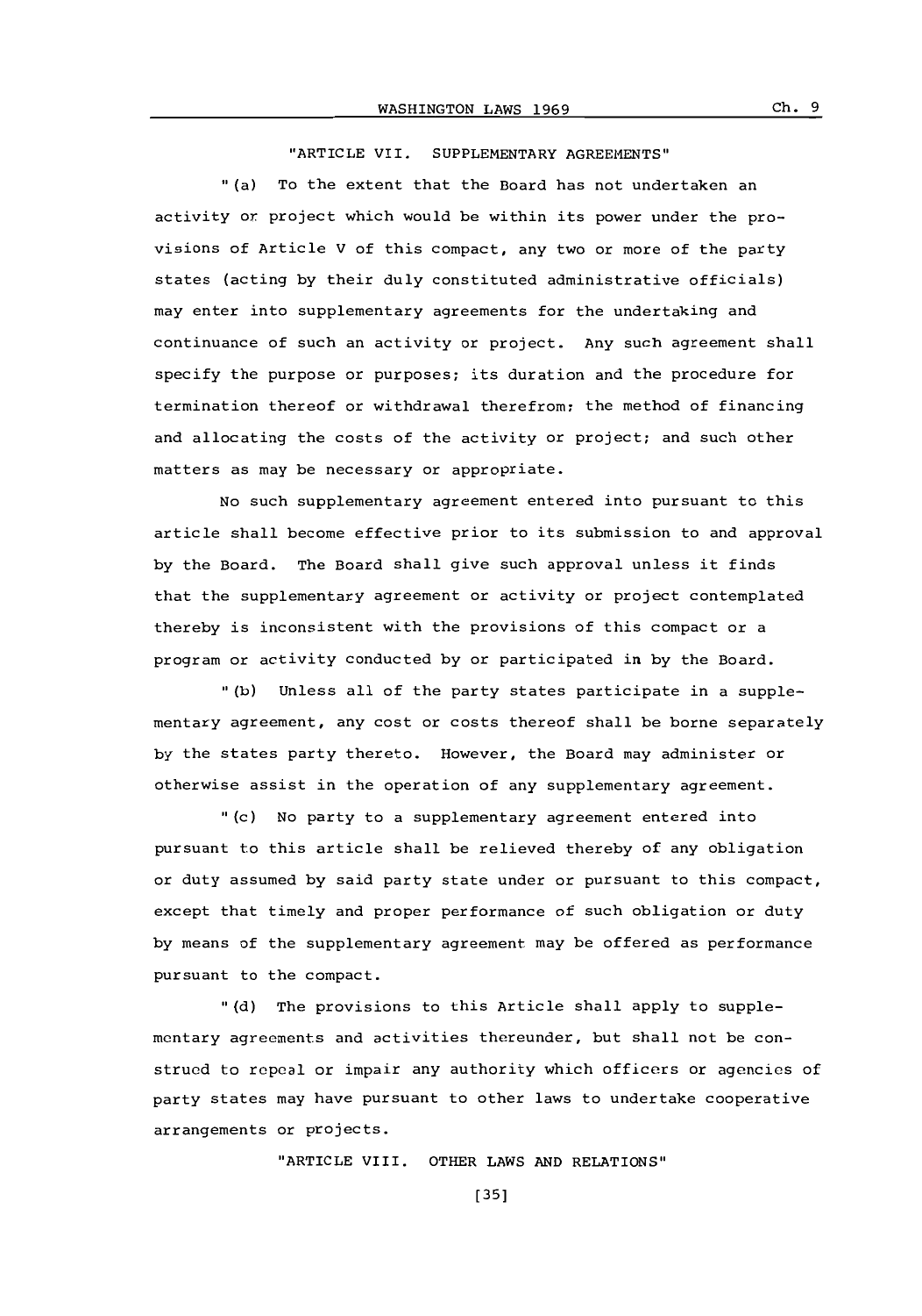"ARTICLE VII. SUPPLEMENTARY AGREEMENTS"

"(a) To the extent that the Board has not undertaken an activity or project which would be within its power under the provisions of Article V of this compact, any two or more of the party states (acting by their duly constituted administrative officials) may enter into supplementary agreements for the undertaking and continuance of such an activity or project. Any such agreement shall specify the purpose or purposes; its duration and the procedure for termination thereof or withdrawal therefrom; the method of financing and allocating the costs of the activity or project; and such other matters as may be necessary or appropriate.

No such supplementary agreement entered into pursuant to this article shall become effective prior to its submission to and approval by the Board. The Board shall give such approval unless it finds that the supplementary agreement or activity or project contemplated thereby is inconsistent with the provisions of this compact or a program or activity conducted by or participated in by the Board.

"(b) Unless all of the party states participate in a supplementary agreement, any cost or costs thereof shall be borne separately by the states party thereto. However, the Board may administer or otherwise assist in the operation of any supplementary agreement.

"(c) No party to a supplementary agreement entered into pursuant to this article shall be relieved thereby of any obligation or duty assumed by said party state under or pursuant to this compact, except that timely and proper performance of such obligation or duty by means of the supplementary agreement may be offered as performance pursuant to the compact.

"(d) The provisions to this Article shall apply to supplementary agreements and activities thereunder, but shall not be construed to repeal or impair any authority which officers or agencies of party states may have pursuant to other laws to undertake cooperative arrangements or projects.

"ARTICLE VIII. OTHER LAWS AND RELATIONS"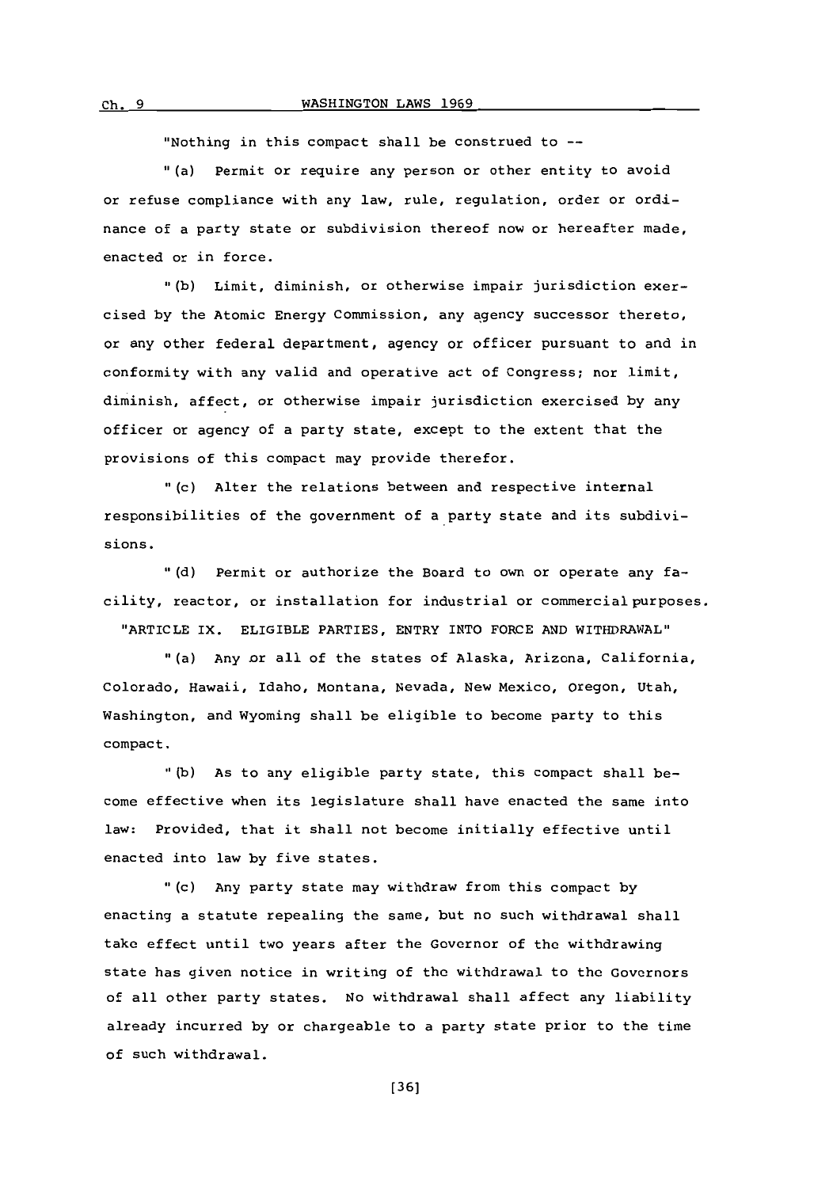"Nothing in this compact shall be construed to --

"(a) Permit or require any person or other entity to avoid or refuse compliance with any law, rule, regulation, order or ordinance of a party state or subdivision thereof now or hereafter made, enacted or in force.

"(b) Limit, diminish, or otherwise impair jurisdiction exercised by the Atomic Energy Commission, any agency successor thereto, or any other federal department, agency or officer pursuant to and in conformity with any valid and operative act of Congress; nor limit, diminish, affect, or otherwise impair jurisdiction exercised by any officer or agency of a party state, except to the extent that the provisions of this compact may provide therefor.

"(c) Alter the relations between and respective internal responsibilities of the government of a party state and its subdivisions.

"(d) Permit or authorize the Board to own or operate any facility, reactor, or installation for industrial or commercial purposes.

"ARTICLE IX. ELIGIBLE PARTIES, ENTRY INTO FORCE AND WITHDRAWAL"

"(a) Any or all of the states of Alaska, Arizona, California, Colorado, Hawaii, Idaho, Montana, Nevada, New Mexico, Oregon, Utah, Washington, and Wyoming shall be eligible to become party to this compact.

"(b) As to any eligible party state, this compact shall become effective when its legislature shall have enacted the same into law: Provided, that it shall not become initially effective until enacted into law by five states.

"(c) Any party state may withdraw from this compact by enacting a statute repealing the same, but no such withdrawal shall take effect until two years after the Governor of the withdrawing state has given notice in writing of the withdrawal to the Governors of all other party states. No withdrawal shall affect any liability already incurred by or chargeable to a party state prior to the time of such withdrawal.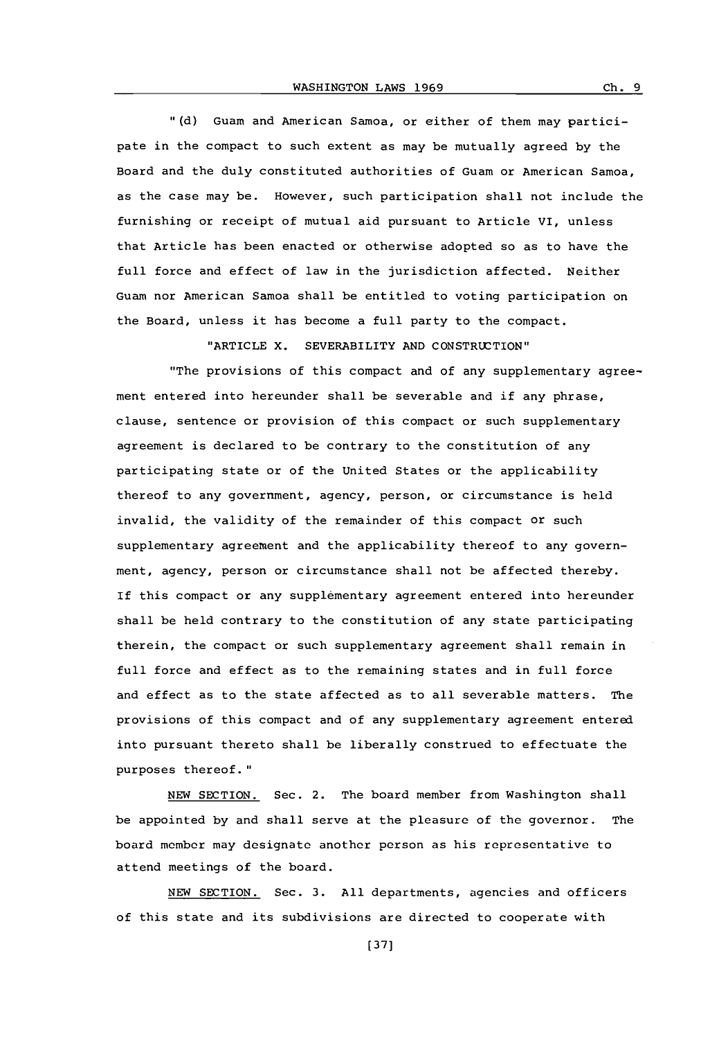"(d) Guam and American Samoa, or either of them may participate in the compact to such extent as may be mutually agreed by the Board and the duly constituted authorities of Guam or American Samoa, as the case may be. However, such participation shall not include the furnishing or receipt of mutual aid pursuant to Article VI, unless that Article has been enacted or otherwise adopted so as to have the full force and effect of law in the jurisdiction affected. Neither Guam nor American Samoa shall be entitled to voting participation on the Board, unless it has become a full party to the compact.

"ARTICLE X. SEVERABILITY AND CONSTRUCTION"

"The provisions of this compact and of any supplementary agreement entered into hereunder shall be severable and if any phrase, clause, sentence or provision of this compact or such supplementary agreement is declared to be contrary to the constitution of any participating state or of the United States or the applicability thereof to any government, agency, person, or circumstance is held invalid, the validity of the remainder of this compact or such supplementary agreement and the applicability thereof to any government, agency, person or circumstance shall not be affected thereby. If this compact or any supplementary agreement entered into hereunder shall be held contrary to the constitution of any state participating therein, the compact or such supplementary agreement shall remain in full force and effect as to the remaining states and in full force and effect as to the state affected as to all severable matters. The provisions of this compact and of any supplementary agreement entered into pursuant thereto shall be liberally construed to effectuate the purposes thereof."

NEW SECTION. Sec. 2. The board member from Washington shall be appointed by and shall serve at the pleasure of the governor. The board member may designate another person as his representative to attend meetings of the board.

NEW SECTION. Sec. 3. All departments, agencies and officers of this state and its subdivisions are directed to cooperate with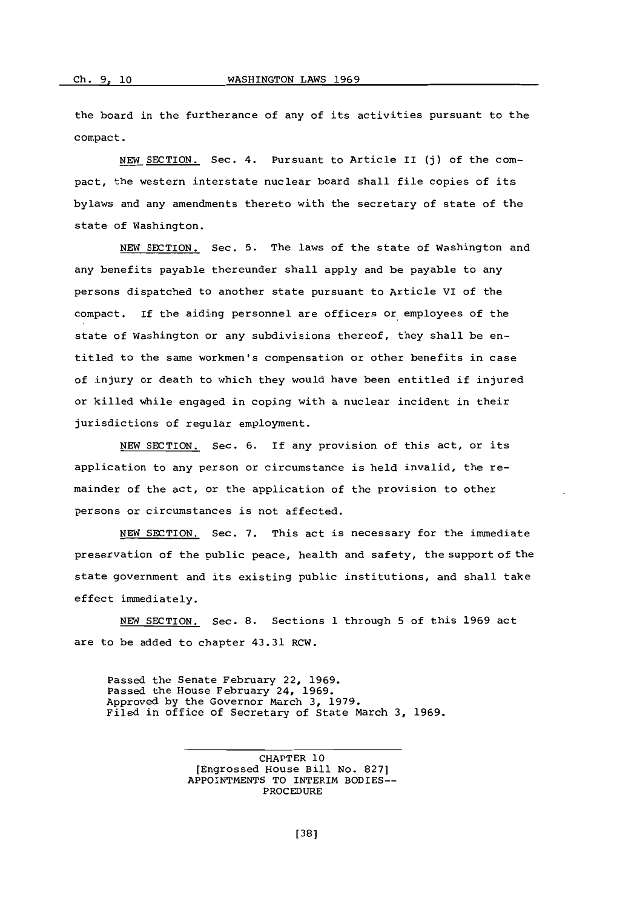the board in the furtherance of any of its activities pursuant to the compact.

NEW SECTION. Sec. 4. Pursuant to Article II (j) of the compact, the western interstate nuclear board shall file copies of its bylaws and any amendments thereto with the secretary of state of the state of Washington.

NEW SECTION. Sec. 5. The laws of the state of Washington and any benefits payable thereunder shall apply and be payable to any persons dispatched to another state pursuant to Article VI of the compact. If the aiding personnel are officers or employees of the state of Washington or any subdivisions thereof, they shall be entitled to the same workmen's compensation or other benefits in case of injury or death to which they would have been entitled if injured or killed while engaged in coping with a nuclear incident in their jurisdictions of regular employment.

NEW SECTION. Sec. 6. If any provision of this act, or its application to any person or circumstance is held invalid, the remainder of the act, or the application of the provision to other persons or circumstances is not affected.

NEW SECTION. Sec. 7. This act is necessary for the immediate preservation of the public peace, health and safety, the support of the state government and its existing public institutions, and shall take effect immediately.

NEW SECTION. Sec. 8. Sections 1 through 5 of this 1969 act are to be added to chapter 43.31 RCW.

Passed the Senate February 22, 1969.
Passed the House February 24, 1969.
Approved by the Governor March 3, 1979.
Filed in Office of Secretary of State March 3, 1969.

---

CHAPTER 10
[Engrossed House Bill No. 827]
APPOINTMENTS TO INTERIM BODIES--
PROCEDURE